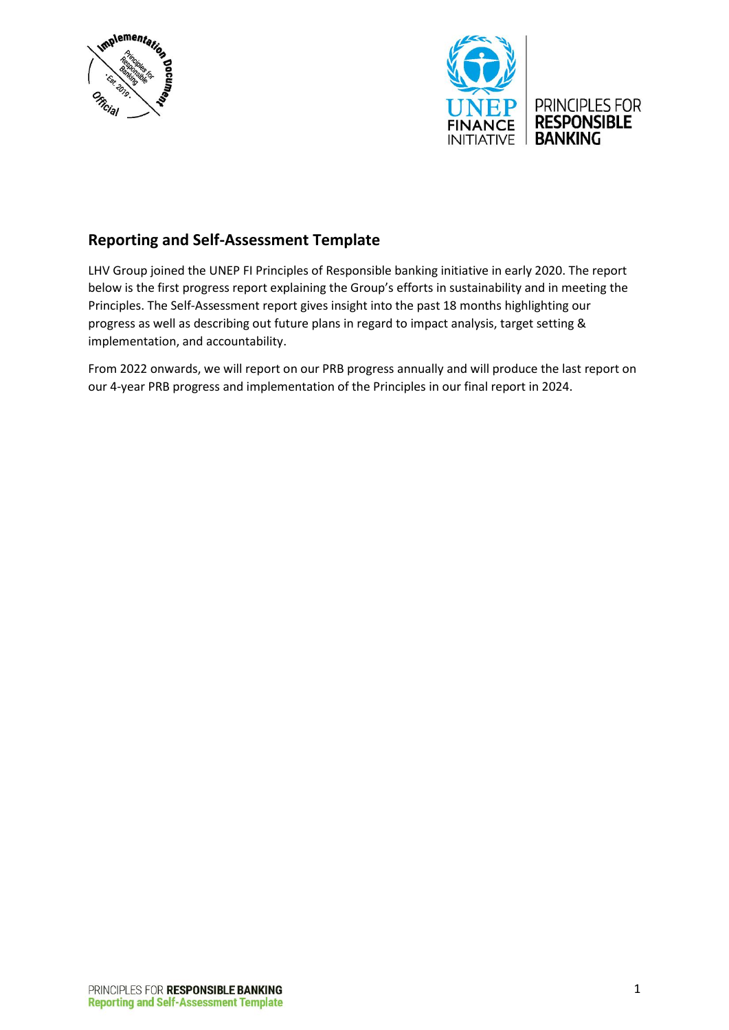## Reporting and Self-Assessment Template

LHV Group joined the UNEP FI Principles of Responsible banking initiative in early 2020. The report below is the first progress report explaining the Group's efforts in sustainability and in meeting the Principles. The Self-Assessment report gives insight into the past 18 months highlighting our progress as well as describing out future plans in regard to impact analysis, target setting & implementation, and accountability.

From 2022 onwards, we will report on our PRB progress annually and will produce the last report on our 4-year PRB progress and implementation of the Principles in our final report in 2024.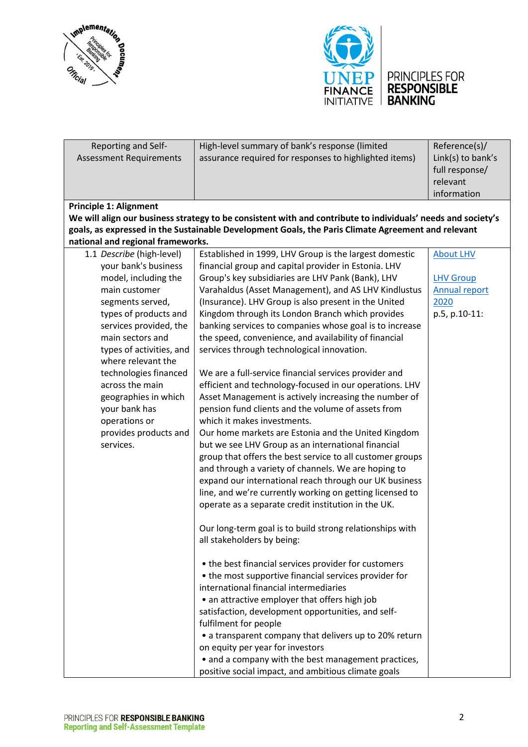| Reporting and Self-Assessment Requirements | High-level summary of bank's response (limited assurance required for responses to highlighted items) | Reference(s)/ Link(s) to bank's full response/ relevant information |
|---|---|---|
| **Principle 1: Alignment** **We will align our business strategy to be consistent with and contribute to individuals' needs and society's goals, as expressed in the Sustainable Development Goals, the Paris Climate Agreement and relevant national and regional frameworks.** | | |
| 1.1 *Describe* (high-level) your bank's business model, including the main customer segments served, types of products and services provided, the main sectors and types of activities, and where relevant the technologies financed across the main geographies in which your bank has operations or provides products and services. | Established in 1999, LHV Group is the largest domestic financial group and capital provider in Estonia. LHV Group's key subsidiaries are LHV Pank (Bank), LHV Varahaldus (Asset Management), and AS LHV Kindlustus (Insurance). LHV Group is also present in the United Kingdom through its London Branch which provides banking services to companies whose goal is to increase the speed, convenience, and availability of financial services through technological innovation.<br><br>We are a full-service financial services provider and efficient and technology-focused in our operations. LHV Asset Management is actively increasing the number of pension fund clients and the volume of assets from which it makes investments.<br>Our home markets are Estonia and the United Kingdom but we see LHV Group as an international financial group that offers the best service to all customer groups and through a variety of channels. We are hoping to expand our international reach through our UK business line, and we're currently working on getting licensed to operate as a separate credit institution in the UK.<br><br>Our long-term goal is to build strong relationships with all stakeholders by being:<br><br>• the best financial services provider for customers<br>• the most supportive financial services provider for international financial intermediaries<br>• an attractive employer that offers high job satisfaction, development opportunities, and self-fulfilment for people<br>• a transparent company that delivers up to 20% return on equity per year for investors<br>• and a company with the best management practices, positive social impact, and ambitious climate goals | About LHV<br><br>LHV Group Annual report 2020 p.5, p.10-11: |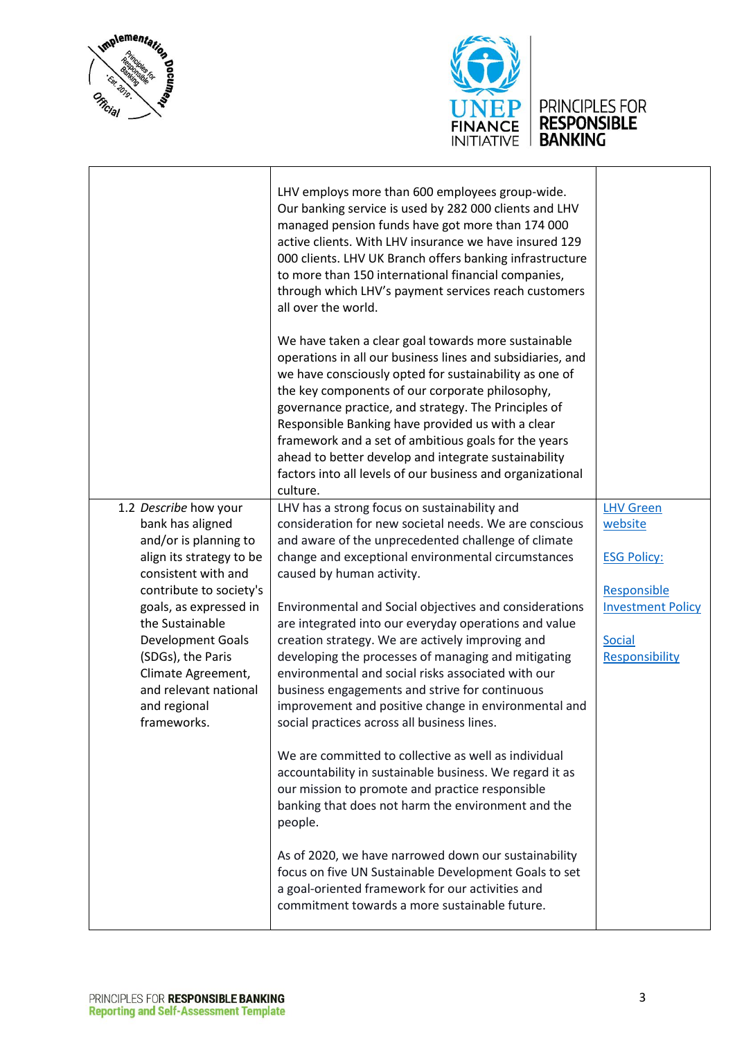| | | |
|---|---|---|
| | LHV employs more than 600 employees group-wide. Our banking service is used by 282 000 clients and LHV managed pension funds have got more than 174 000 active clients. With LHV insurance we have insured 129 000 clients. LHV UK Branch offers banking infrastructure to more than 150 international financial companies, through which LHV's payment services reach customers all over the world.<br><br>We have taken a clear goal towards more sustainable operations in all our business lines and subsidiaries, and we have consciously opted for sustainability as one of the key components of our corporate philosophy, governance practice, and strategy. The Principles of Responsible Banking have provided us with a clear framework and a set of ambitious goals for the years ahead to better develop and integrate sustainability factors into all levels of our business and organizational culture. | |
| 1.2 *Describe* how your bank has aligned and/or is planning to align its strategy to be consistent with and contribute to society's goals, as expressed in the Sustainable Development Goals (SDGs), the Paris Climate Agreement, and relevant national and regional frameworks. | LHV has a strong focus on sustainability and consideration for new societal needs. We are conscious and aware of the unprecedented challenge of climate change and exceptional environmental circumstances caused by human activity.<br><br>Environmental and Social objectives and considerations are integrated into our everyday operations and value creation strategy. We are actively improving and developing the processes of managing and mitigating environmental and social risks associated with our business engagements and strive for continuous improvement and positive change in environmental and social practices across all business lines.<br><br>We are committed to collective as well as individual accountability in sustainable business. We regard it as our mission to promote and practice responsible banking that does not harm the environment and the people.<br><br>As of 2020, we have narrowed down our sustainability focus on five UN Sustainable Development Goals to set a goal-oriented framework for our activities and commitment towards a more sustainable future. | LHV Green website<br><br>ESG Policy:<br><br>Responsible Investment Policy<br><br>Social Responsibility |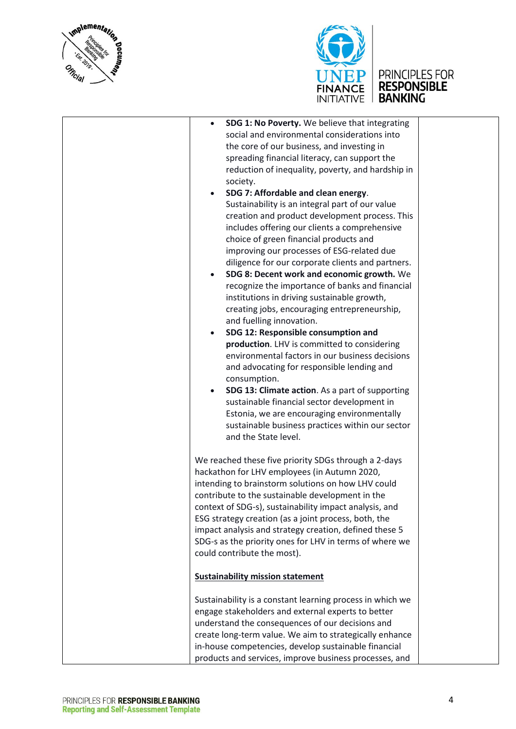| | <ul><li>**SDG 1: No Poverty.** We believe that integrating social and environmental considerations into the core of our business, and investing in spreading financial literacy, can support the reduction of inequality, poverty, and hardship in society.</li><li>**SDG 7: Affordable and clean energy**. Sustainability is an integral part of our value creation and product development process. This includes offering our clients a comprehensive choice of green financial products and improving our processes of ESG-related due diligence for our corporate clients and partners.</li><li>**SDG 8: Decent work and economic growth.** We recognize the importance of banks and financial institutions in driving sustainable growth, creating jobs, encouraging entrepreneurship, and fuelling innovation.</li><li>**SDG 12: Responsible consumption and production**. LHV is committed to considering environmental factors in our business decisions and advocating for responsible lending and consumption.</li><li>**SDG 13: Climate action**. As a part of supporting sustainable financial sector development in Estonia, we are encouraging environmentally sustainable business practices within our sector and the State level.</li></ul> We reached these five priority SDGs through a 2-days hackathon for LHV employees (in Autumn 2020, intending to brainstorm solutions on how LHV could contribute to the sustainable development in the context of SDG-s), sustainability impact analysis, and ESG strategy creation (as a joint process, both, the impact analysis and strategy creation, defined these 5 SDG-s as the priority ones for LHV in terms of where we could contribute the most).<br><br><u>**Sustainability mission statement**</u><br><br>Sustainability is a constant learning process in which we engage stakeholders and external experts to better understand the consequences of our decisions and create long-term value. We aim to strategically enhance in-house competencies, develop sustainable financial products and services, improve business processes, and | |
|---|---|---|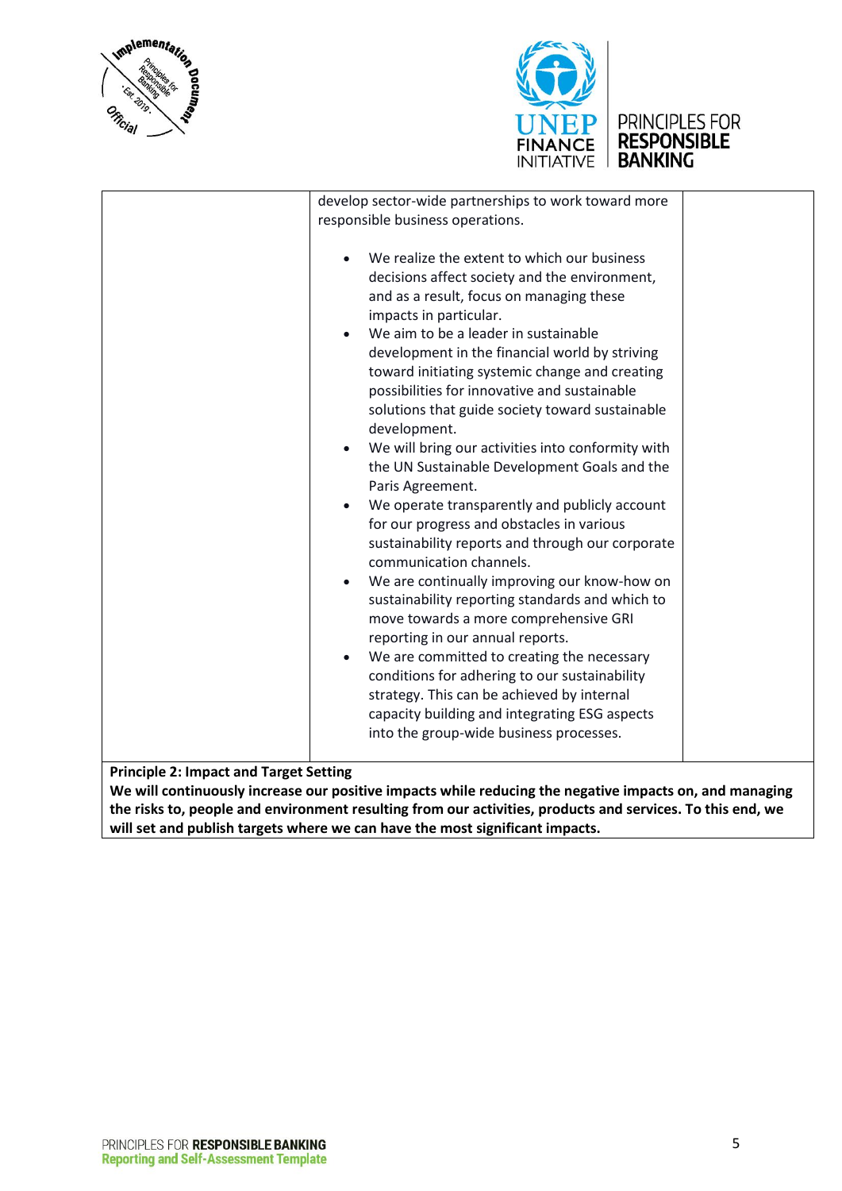| | | |
|---|---|---|
| | develop sector-wide partnerships to work toward more responsible business operations.<br><br>• We realize the extent to which our business decisions affect society and the environment, and as a result, focus on managing these impacts in particular.<br>• We aim to be a leader in sustainable development in the financial world by striving toward initiating systemic change and creating possibilities for innovative and sustainable solutions that guide society toward sustainable development.<br>• We will bring our activities into conformity with the UN Sustainable Development Goals and the Paris Agreement.<br>• We operate transparently and publicly account for our progress and obstacles in various sustainability reports and through our corporate communication channels.<br>• We are continually improving our know-how on sustainability reporting standards and which to move towards a more comprehensive GRI reporting in our annual reports.<br>• We are committed to creating the necessary conditions for adhering to our sustainability strategy. This can be achieved by internal capacity building and integrating ESG aspects into the group-wide business processes. | |

**Principle 2: Impact and Target Setting**

**We will continuously increase our positive impacts while reducing the negative impacts on, and managing the risks to, people and environment resulting from our activities, products and services. To this end, we will set and publish targets where we can have the most significant impacts.**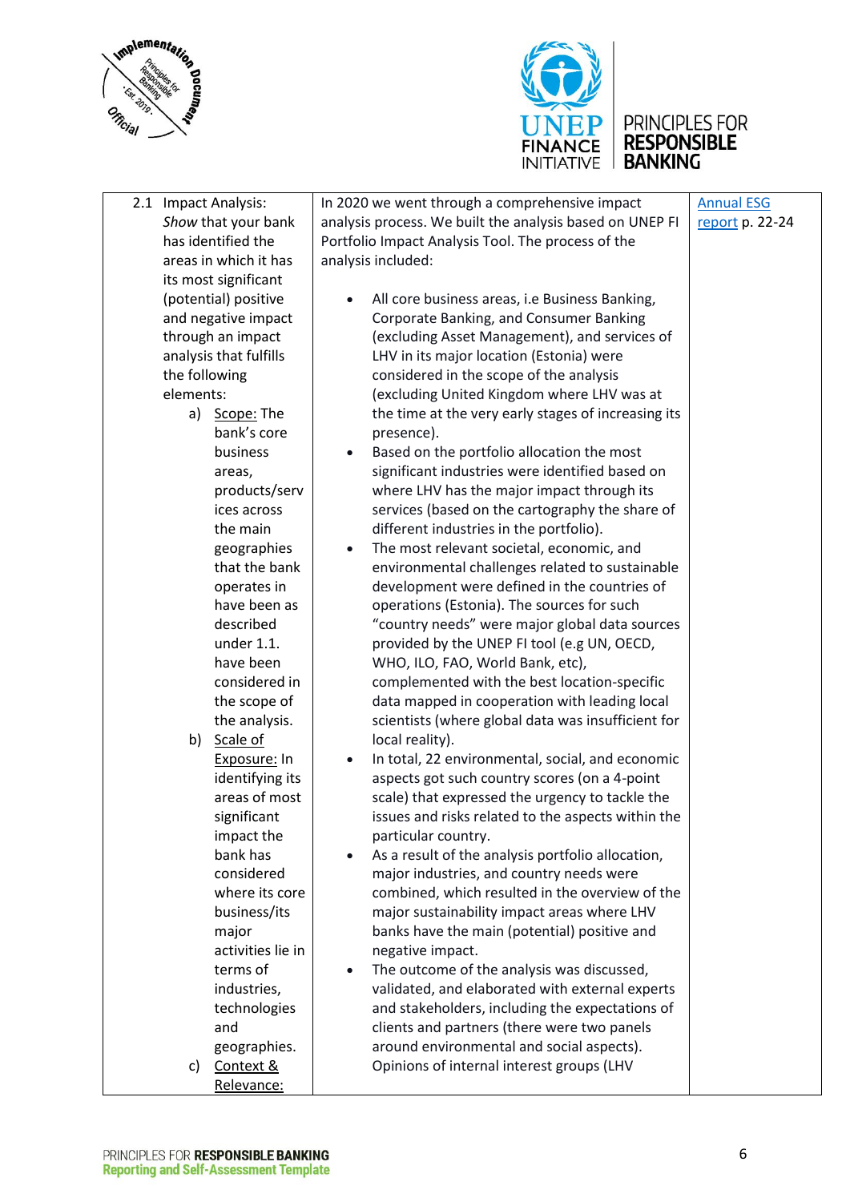| 2.1 Impact Analysis: *Show* that your bank has identified the areas in which it has its most significant (potential) positive and negative impact through an impact analysis that fulfills the following elements:<br>a) Scope: The bank's core business areas, products/services across the main geographies that the bank operates in have been as described under 1.1. have been considered in the scope of the analysis.<br>b) Scale of Exposure: In identifying its areas of most significant impact the bank has considered where its core business/its major activities lie in terms of industries, technologies and geographies.<br>c) Context & Relevance: | In 2020 we went through a comprehensive impact analysis process. We built the analysis based on UNEP FI Portfolio Impact Analysis Tool. The process of the analysis included:<br>• All core business areas, i.e Business Banking, Corporate Banking, and Consumer Banking (excluding Asset Management), and services of LHV in its major location (Estonia) were considered in the scope of the analysis (excluding United Kingdom where LHV was at the time at the very early stages of increasing its presence).<br>• Based on the portfolio allocation the most significant industries were identified based on where LHV has the major impact through its services (based on the cartography the share of different industries in the portfolio).<br>• The most relevant societal, economic, and environmental challenges related to sustainable development were defined in the countries of operations (Estonia). The sources for such "country needs" were major global data sources provided by the UNEP FI tool (e.g UN, OECD, WHO, ILO, FAO, World Bank, etc), complemented with the best location-specific data mapped in cooperation with leading local scientists (where global data was insufficient for local reality).<br>• In total, 22 environmental, social, and economic aspects got such country scores (on a 4-point scale) that expressed the urgency to tackle the issues and risks related to the aspects within the particular country.<br>• As a result of the analysis portfolio allocation, major industries, and country needs were combined, which resulted in the overview of the major sustainability impact areas where LHV banks have the main (potential) positive and negative impact.<br>• The outcome of the analysis was discussed, validated, and elaborated with external experts and stakeholders, including the expectations of clients and partners (there were two panels around environmental and social aspects). Opinions of internal interest groups (LHV | Annual ESG report p. 22-24 |
|---|---|---|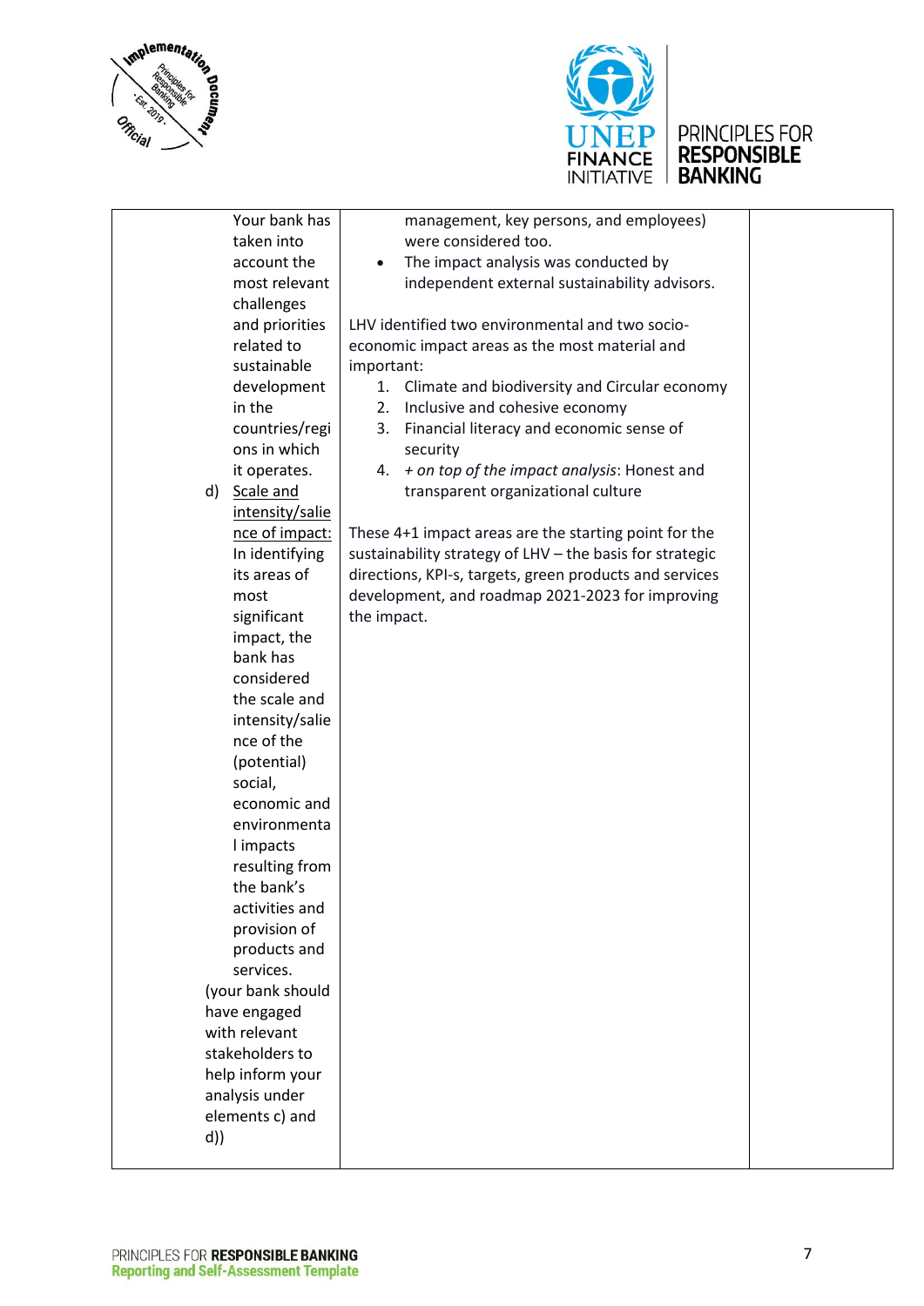| | | |
|---|---|---|
| Your bank has taken into account the most relevant challenges and priorities related to sustainable development in the countries/regions in which it operates.<br><br>d) <u>Scale and intensity/salience of impact:</u> In identifying its areas of most significant impact, the bank has considered the scale and intensity/salience of the (potential) social, economic and environmental impacts resulting from the bank's activities and provision of products and services.<br><br>(your bank should have engaged with relevant stakeholders to help inform your analysis under elements c) and d)) | management, key persons, and employees) were considered too.<br><ul><li>The impact analysis was conducted by independent external sustainability advisors.</li></ul><br>LHV identified two environmental and two socio-economic impact areas as the most material and important:<br><ol><li>Climate and biodiversity and Circular economy</li><li>Inclusive and cohesive economy</li><li>Financial literacy and economic sense of security</li><li>*+ on top of the impact analysis*: Honest and transparent organizational culture</li></ol><br>These 4+1 impact areas are the starting point for the sustainability strategy of LHV – the basis for strategic directions, KPI-s, targets, green products and services development, and roadmap 2021-2023 for improving the impact. | |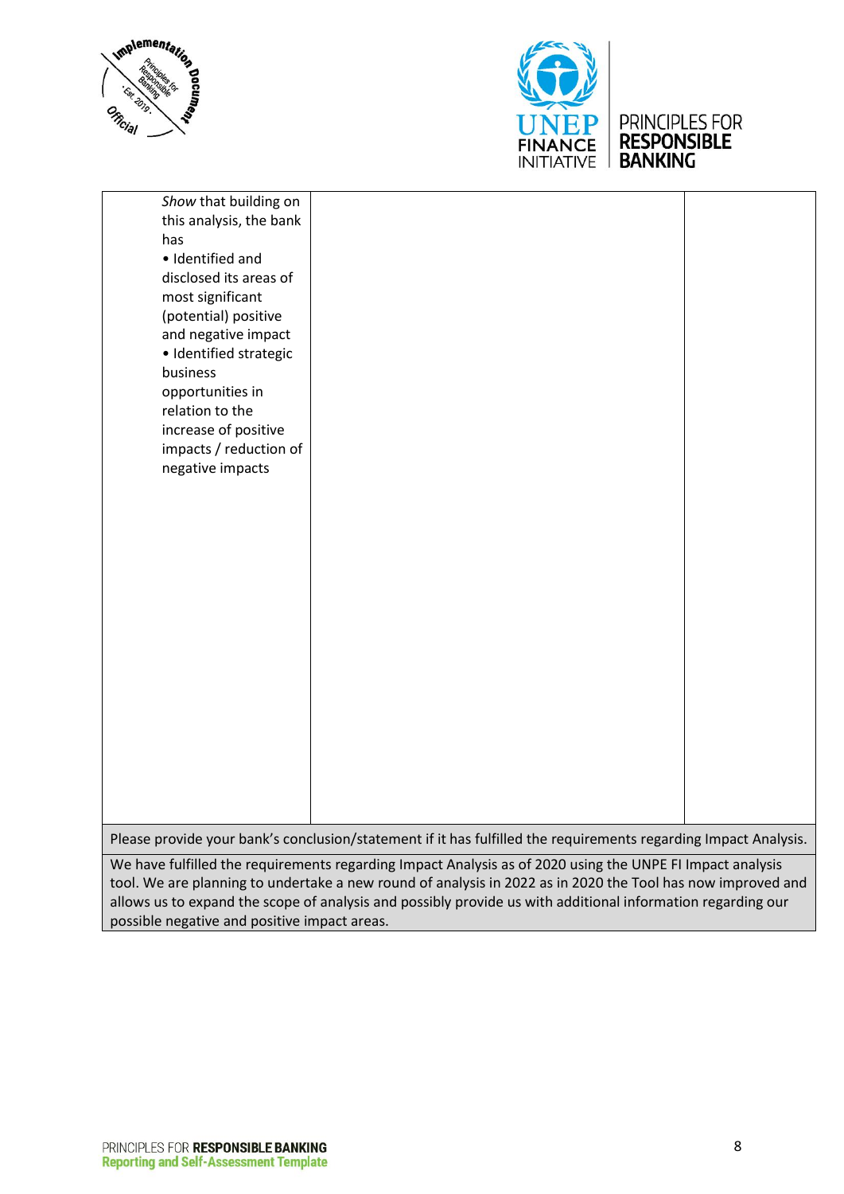| | | |
|---|---|---|
| *Show* that building on this analysis, the bank has<br>• Identified and disclosed its areas of most significant (potential) positive and negative impact<br>• Identified strategic business opportunities in relation to the increase of positive impacts / reduction of negative impacts | | |

| Please provide your bank's conclusion/statement if it has fulfilled the requirements regarding Impact Analysis. |
|---|
| We have fulfilled the requirements regarding Impact Analysis as of 2020 using the UNPE FI Impact analysis tool. We are planning to undertake a new round of analysis in 2022 as in 2020 the Tool has now improved and allows us to expand the scope of analysis and possibly provide us with additional information regarding our possible negative and positive impact areas. |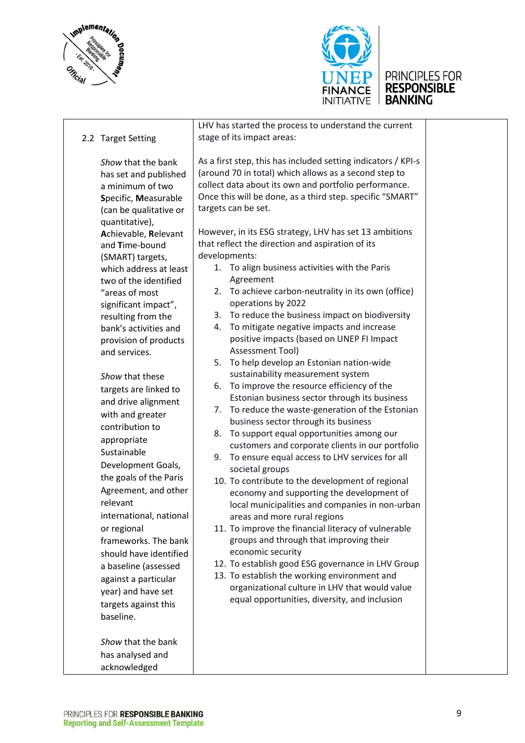| 2.2 Target Setting<br><br>*Show* that the bank has set and published a minimum of two **S**pecific, **M**easurable (can be qualitative or quantitative), **A**chievable, **R**elevant and **T**ime-bound (SMART) targets, which address at least two of the identified "areas of most significant impact", resulting from the bank's activities and provision of products and services.<br><br>*Show* that these targets are linked to and drive alignment with and greater contribution to appropriate Sustainable Development Goals, the goals of the Paris Agreement, and other relevant international, national or regional frameworks. The bank should have identified a baseline (assessed against a particular year) and have set targets against this baseline.<br><br>*Show* that the bank has analysed and acknowledged | LHV has started the process to understand the current stage of its impact areas:<br><br>As a first step, this has included setting indicators / KPI-s (around 70 in total) which allows as a second step to collect data about its own and portfolio performance. Once this will be done, as a third step. specific "SMART" targets can be set.<br><br>However, in its ESG strategy, LHV has set 13 ambitions that reflect the direction and aspiration of its developments:<br>1. To align business activities with the Paris Agreement<br>2. To achieve carbon-neutrality in its own (office) operations by 2022<br>3. To reduce the business impact on biodiversity<br>4. To mitigate negative impacts and increase positive impacts (based on UNEP FI Impact Assessment Tool)<br>5. To help develop an Estonian nation-wide sustainability measurement system<br>6. To improve the resource efficiency of the Estonian business sector through its business<br>7. To reduce the waste-generation of the Estonian business sector through its business<br>8. To support equal opportunities among our customers and corporate clients in our portfolio<br>9. To ensure equal access to LHV services for all societal groups<br>10. To contribute to the development of regional economy and supporting the development of local municipalities and companies in non-urban areas and more rural regions<br>11. To improve the financial literacy of vulnerable groups and through that improving their economic security<br>12. To establish good ESG governance in LHV Group<br>13. To establish the working environment and organizational culture in LHV that would value equal opportunities, diversity, and inclusion | |
|---|---|---|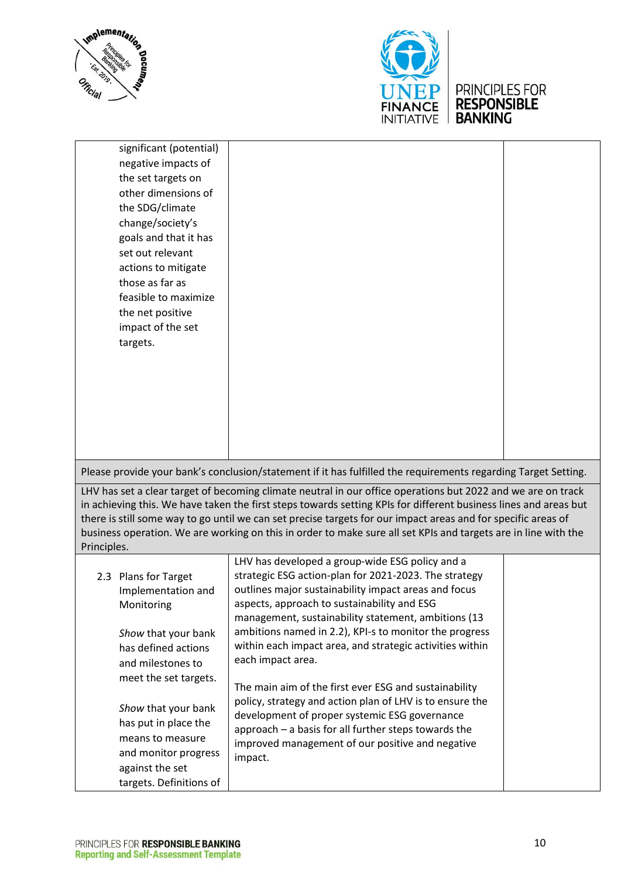| | | |
|---|---|---|
| significant (potential) negative impacts of the set targets on other dimensions of the SDG/climate change/society's goals and that it has set out relevant actions to mitigate those as far as feasible to maximize the net positive impact of the set targets. | | |

| |
|---|
| Please provide your bank's conclusion/statement if it has fulfilled the requirements regarding Target Setting. |
| LHV has set a clear target of becoming climate neutral in our office operations but 2022 and we are on track in achieving this. We have taken the first steps towards setting KPIs for different business lines and areas but there is still some way to go until we can set precise targets for our impact areas and for specific areas of business operation. We are working on this in order to make sure all set KPIs and targets are in line with the Principles. |

| | | |
|---|---|---|
| 2.3 Plans for Target Implementation and Monitoring<br><br>*Show* that your bank has defined actions and milestones to meet the set targets.<br><br>*Show* that your bank has put in place the means to measure and monitor progress against the set targets. Definitions of | LHV has developed a group-wide ESG policy and a strategic ESG action-plan for 2021-2023. The strategy outlines major sustainability impact areas and focus aspects, approach to sustainability and ESG management, sustainability statement, ambitions (13 ambitions named in 2.2), KPI-s to monitor the progress within each impact area, and strategic activities within each impact area.<br><br>The main aim of the first ever ESG and sustainability policy, strategy and action plan of LHV is to ensure the development of proper systemic ESG governance approach – a basis for all further steps towards the improved management of our positive and negative impact. | |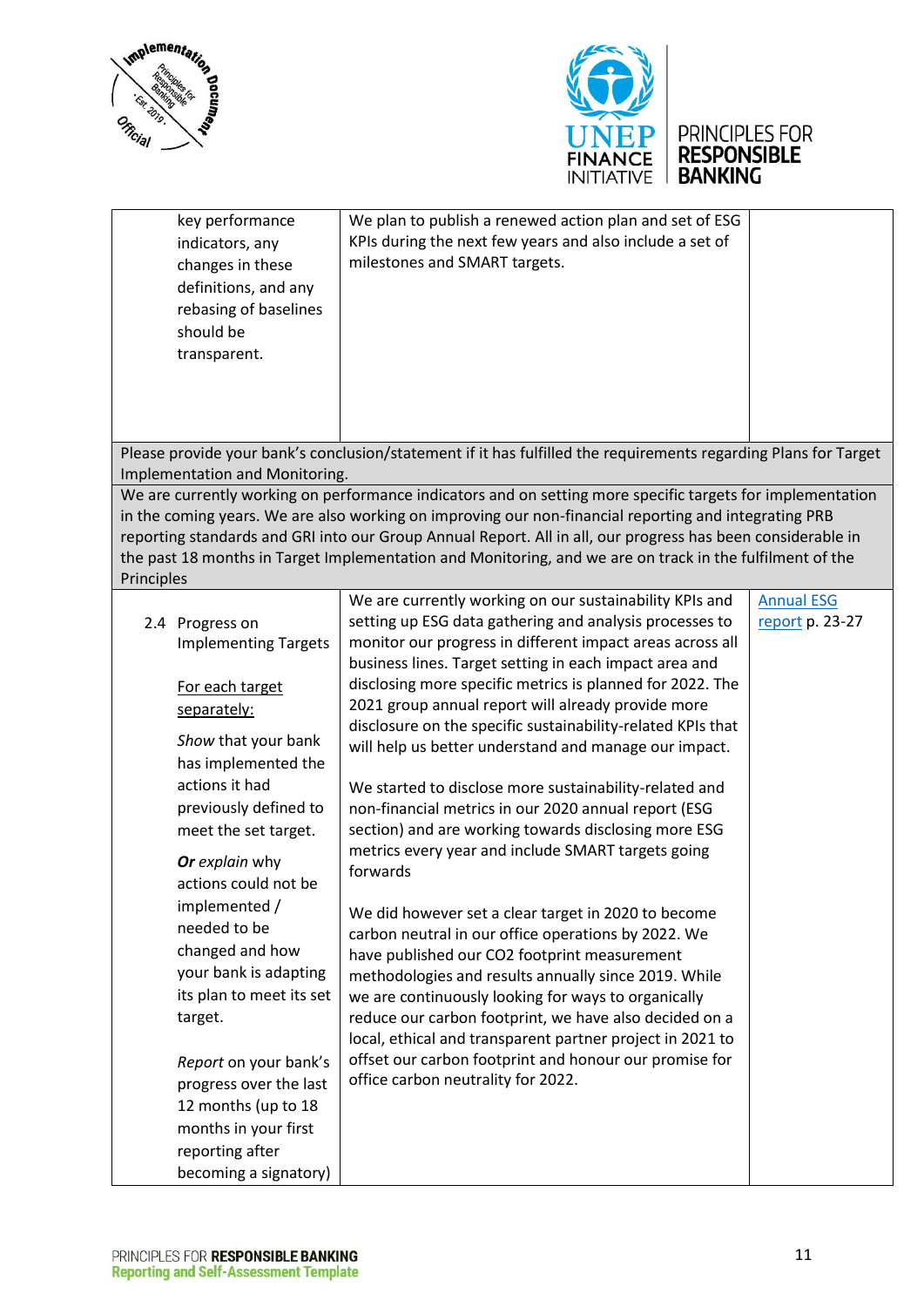| | | |
|---|---|---|
| key performance indicators, any changes in these definitions, and any rebasing of baselines should be transparent. | We plan to publish a renewed action plan and set of ESG KPIs during the next few years and also include a set of milestones and SMART targets. | |
| Please provide your bank's conclusion/statement if it has fulfilled the requirements regarding Plans for Target Implementation and Monitoring. | | |
| We are currently working on performance indicators and on setting more specific targets for implementation in the coming years. We are also working on improving our non-financial reporting and integrating PRB reporting standards and GRI into our Group Annual Report. All in all, our progress has been considerable in the past 18 months in Target Implementation and Monitoring, and we are on track in the fulfilment of the Principles | | |
| 2.4 Progress on Implementing Targets<br><br>For each target separately:<br><br>*Show* that your bank has implemented the actions it had previously defined to meet the set target.<br><br>***Or** explain* why actions could not be implemented / needed to be changed and how your bank is adapting its plan to meet its set target.<br><br>*Report* on your bank's progress over the last 12 months (up to 18 months in your first reporting after becoming a signatory) | We are currently working on our sustainability KPIs and setting up ESG data gathering and analysis processes to monitor our progress in different impact areas across all business lines. Target setting in each impact area and disclosing more specific metrics is planned for 2022. The 2021 group annual report will already provide more disclosure on the specific sustainability-related KPIs that will help us better understand and manage our impact.<br><br>We started to disclose more sustainability-related and non-financial metrics in our 2020 annual report (ESG section) and are working towards disclosing more ESG metrics every year and include SMART targets going forwards<br><br>We did however set a clear target in 2020 to become carbon neutral in our office operations by 2022. We have published our CO2 footprint measurement methodologies and results annually since 2019. While we are continuously looking for ways to organically reduce our carbon footprint, we have also decided on a local, ethical and transparent partner project in 2021 to offset our carbon footprint and honour our promise for office carbon neutrality for 2022. | Annual ESG report p. 23-27 |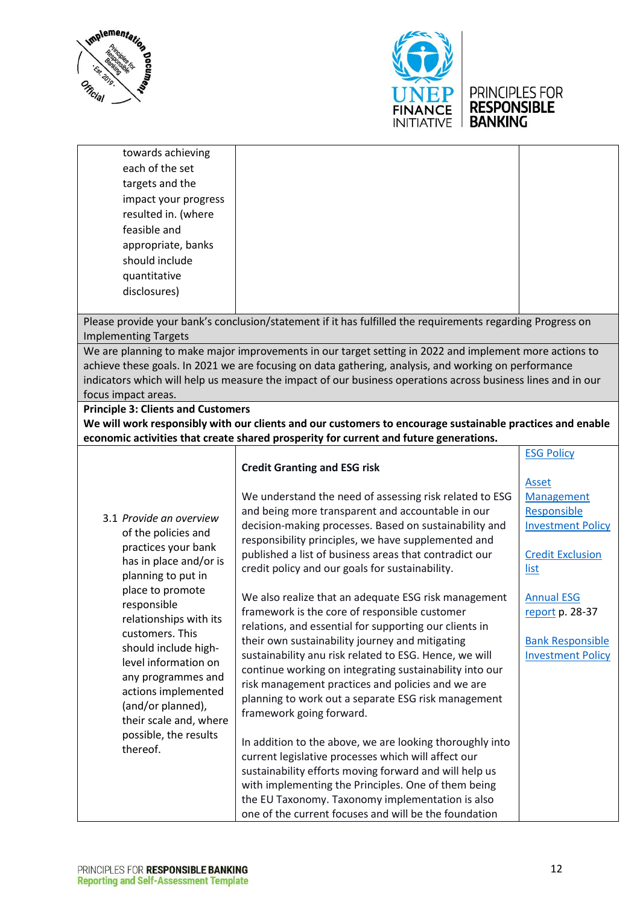| | | |
|---|---|---|
| towards achieving each of the set targets and the impact your progress resulted in. (where feasible and appropriate, banks should include quantitative disclosures) | | |

| Please provide your bank's conclusion/statement if it has fulfilled the requirements regarding Progress on Implementing Targets |
|---|
| We are planning to make major improvements in our target setting in 2022 and implement more actions to achieve these goals. In 2021 we are focusing on data gathering, analysis, and working on performance indicators which will help us measure the impact of our business operations across business lines and in our focus impact areas. |

**Principle 3: Clients and Customers**

**We will work responsibly with our clients and our customers to encourage sustainable practices and enable economic activities that create shared prosperity for current and future generations.**

| | | |
|---|---|---|
| 3.1 *Provide an overview* of the policies and practices your bank has in place and/or is planning to put in place to promote responsible relationships with its customers. This should include high-level information on any programmes and actions implemented (and/or planned), their scale and, where possible, the results thereof. | **Credit Granting and ESG risk**<br><br>We understand the need of assessing risk related to ESG and being more transparent and accountable in our decision-making processes. Based on sustainability and responsibility principles, we have supplemented and published a list of business areas that contradict our credit policy and our goals for sustainability.<br><br>We also realize that an adequate ESG risk management framework is the core of responsible customer relations, and essential for supporting our clients in their own sustainability journey and mitigating sustainability anu risk related to ESG. Hence, we will continue working on integrating sustainability into our risk management practices and policies and we are planning to work out a separate ESG risk management framework going forward.<br><br>In addition to the above, we are looking thoroughly into current legislative processes which will affect our sustainability efforts moving forward and will help us with implementing the Principles. One of them being the EU Taxonomy. Taxonomy implementation is also one of the current focuses and will be the foundation | ESG Policy<br><br>Asset Management Responsible Investment Policy<br><br>Credit Exclusion list<br><br>Annual ESG report p. 28-37<br><br>Bank Responsible Investment Policy |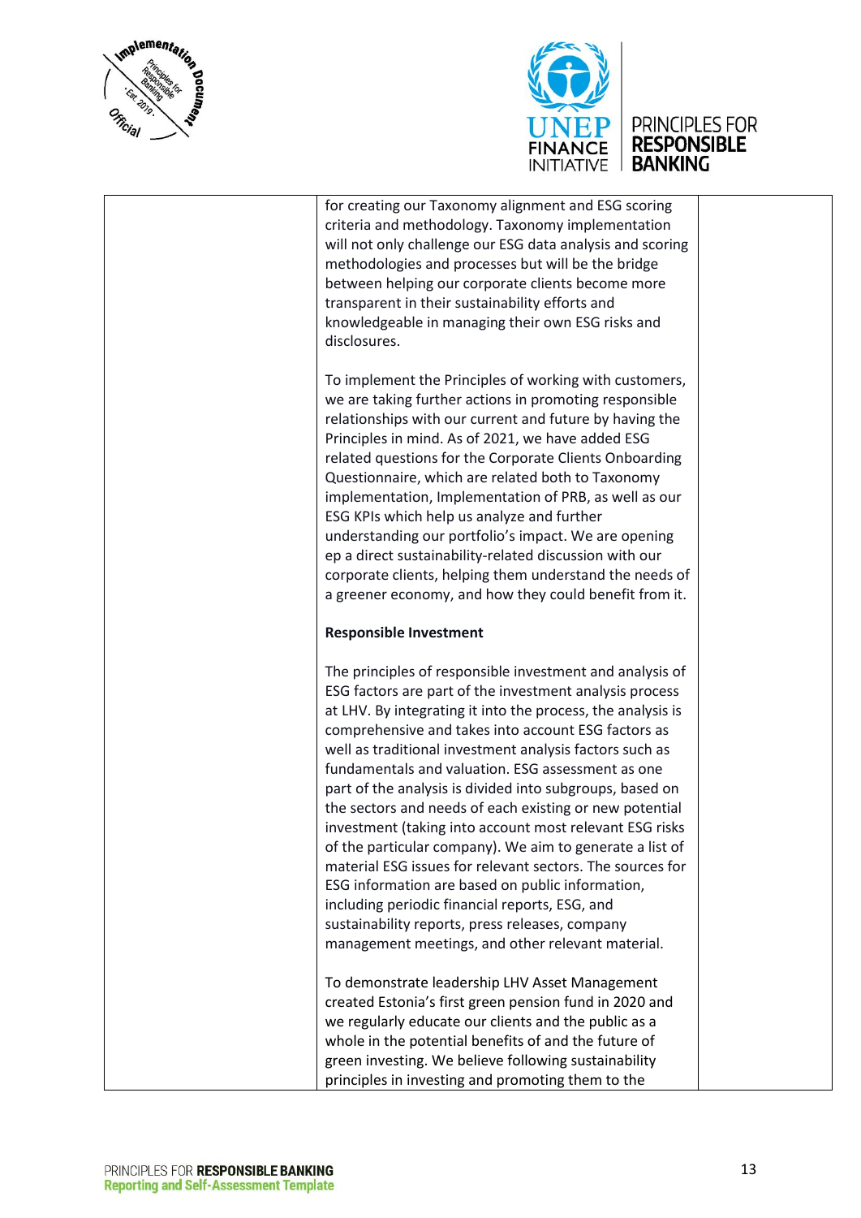| | | |
|---|---|---|
| | for creating our Taxonomy alignment and ESG scoring criteria and methodology. Taxonomy implementation will not only challenge our ESG data analysis and scoring methodologies and processes but will be the bridge between helping our corporate clients become more transparent in their sustainability efforts and knowledgeable in managing their own ESG risks and disclosures.<br><br>To implement the Principles of working with customers, we are taking further actions in promoting responsible relationships with our current and future by having the Principles in mind. As of 2021, we have added ESG related questions for the Corporate Clients Onboarding Questionnaire, which are related both to Taxonomy implementation, Implementation of PRB, as well as our ESG KPIs which help us analyze and further understanding our portfolio's impact. We are opening ep a direct sustainability-related discussion with our corporate clients, helping them understand the needs of a greener economy, and how they could benefit from it.<br><br>**Responsible Investment**<br><br>The principles of responsible investment and analysis of ESG factors are part of the investment analysis process at LHV. By integrating it into the process, the analysis is comprehensive and takes into account ESG factors as well as traditional investment analysis factors such as fundamentals and valuation. ESG assessment as one part of the analysis is divided into subgroups, based on the sectors and needs of each existing or new potential investment (taking into account most relevant ESG risks of the particular company). We aim to generate a list of material ESG issues for relevant sectors. The sources for ESG information are based on public information, including periodic financial reports, ESG, and sustainability reports, press releases, company management meetings, and other relevant material.<br><br>To demonstrate leadership LHV Asset Management created Estonia's first green pension fund in 2020 and we regularly educate our clients and the public as a whole in the potential benefits of and the future of green investing. We believe following sustainability principles in investing and promoting them to the | |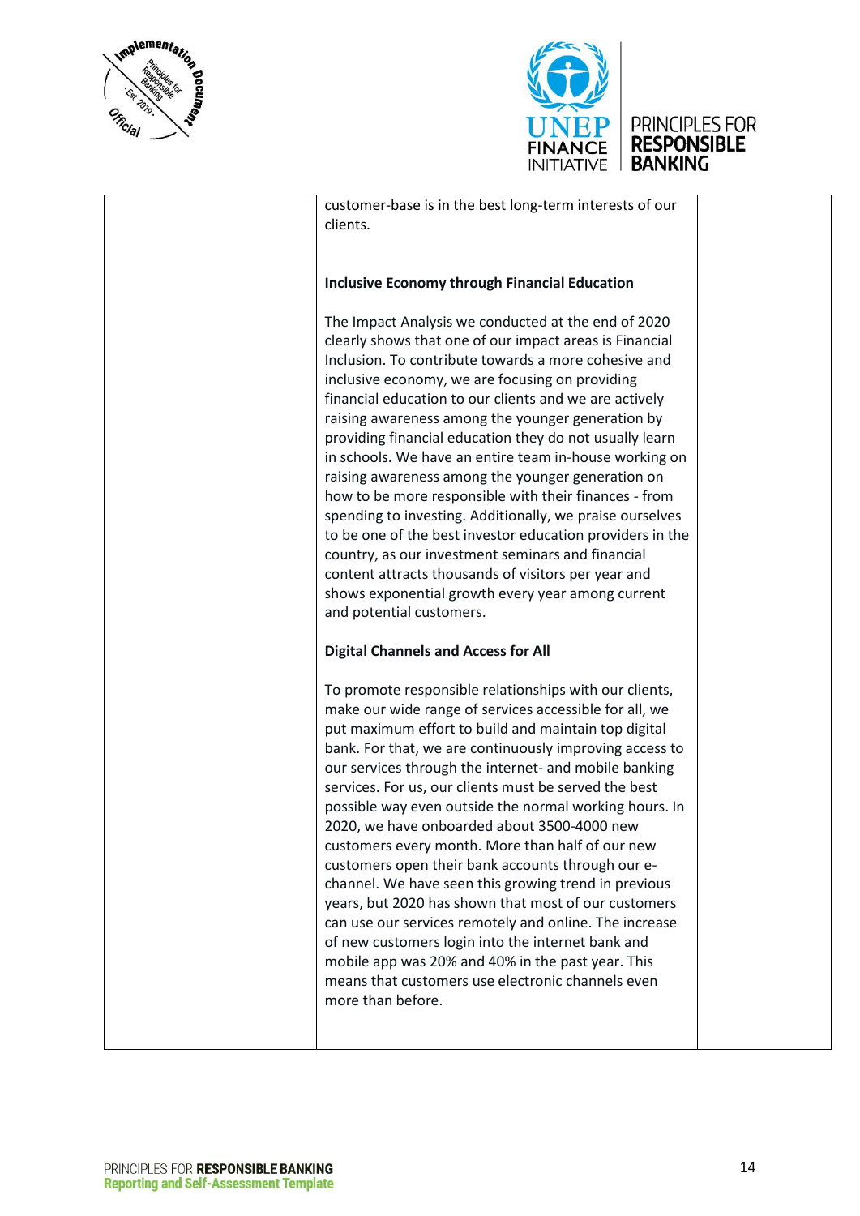| | | |
|---|---|---|
| | customer-base is in the best long-term interests of our clients.<br><br>**Inclusive Economy through Financial Education**<br><br>The Impact Analysis we conducted at the end of 2020 clearly shows that one of our impact areas is Financial Inclusion. To contribute towards a more cohesive and inclusive economy, we are focusing on providing financial education to our clients and we are actively raising awareness among the younger generation by providing financial education they do not usually learn in schools. We have an entire team in-house working on raising awareness among the younger generation on how to be more responsible with their finances - from spending to investing. Additionally, we praise ourselves to be one of the best investor education providers in the country, as our investment seminars and financial content attracts thousands of visitors per year and shows exponential growth every year among current and potential customers.<br><br>**Digital Channels and Access for All**<br><br>To promote responsible relationships with our clients, make our wide range of services accessible for all, we put maximum effort to build and maintain top digital bank. For that, we are continuously improving access to our services through the internet- and mobile banking services. For us, our clients must be served the best possible way even outside the normal working hours. In 2020, we have onboarded about 3500-4000 new customers every month. More than half of our new customers open their bank accounts through our e-channel. We have seen this growing trend in previous years, but 2020 has shown that most of our customers can use our services remotely and online. The increase of new customers login into the internet bank and mobile app was 20% and 40% in the past year. This means that customers use electronic channels even more than before. | |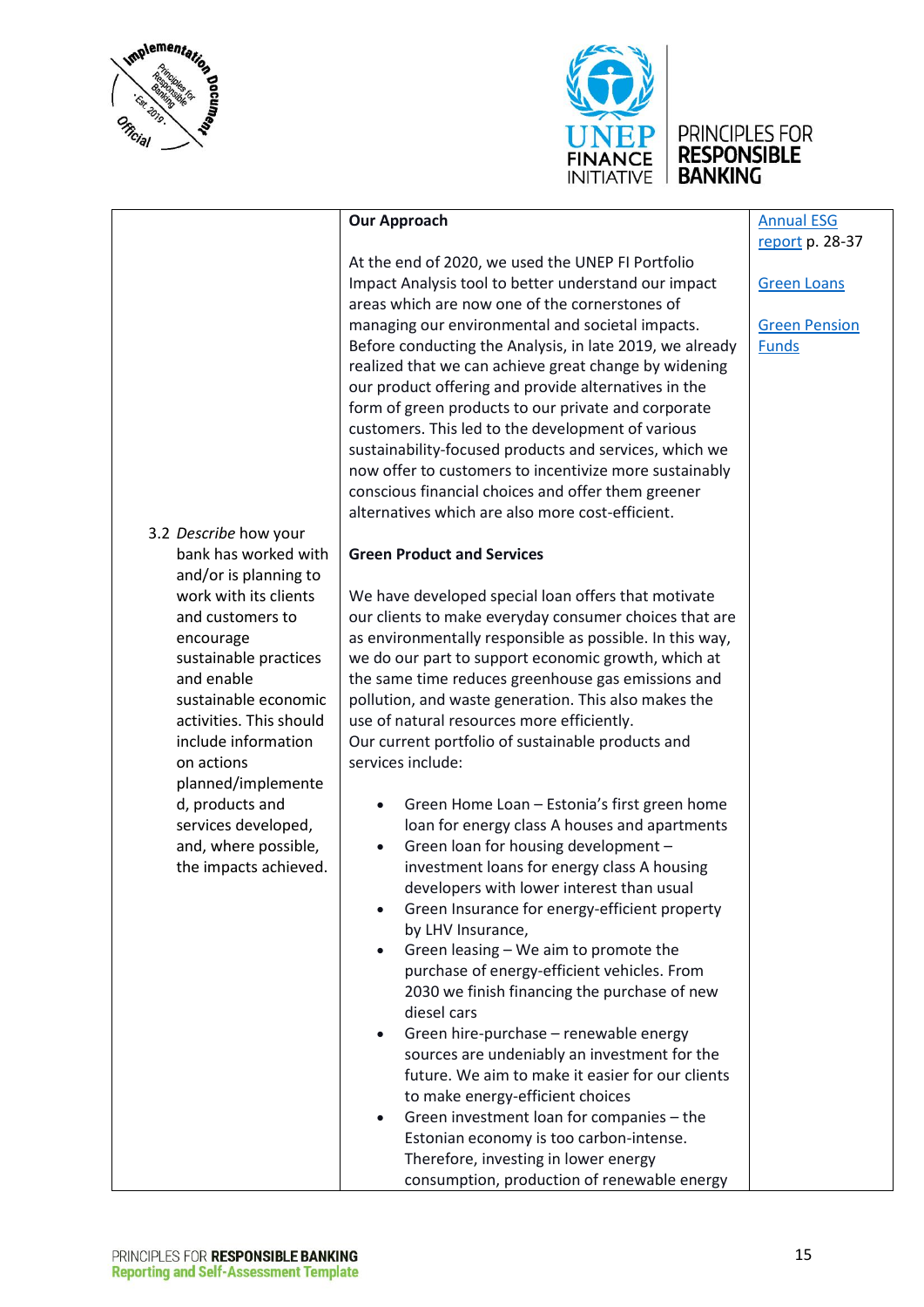| | | |
|---|---|---|
| 3.2 *Describe* how your bank has worked with and/or is planning to work with its clients and customers to encourage sustainable practices and enable sustainable economic activities. This should include information on actions planned/implemented, products and services developed, and, where possible, the impacts achieved. | **Our Approach**<br><br>At the end of 2020, we used the UNEP FI Portfolio Impact Analysis tool to better understand our impact areas which are now one of the cornerstones of managing our environmental and societal impacts. Before conducting the Analysis, in late 2019, we already realized that we can achieve great change by widening our product offering and provide alternatives in the form of green products to our private and corporate customers. This led to the development of various sustainability-focused products and services, which we now offer to customers to incentivize more sustainably conscious financial choices and offer them greener alternatives which are also more cost-efficient.<br><br>**Green Product and Services**<br><br>We have developed special loan offers that motivate our clients to make everyday consumer choices that are as environmentally responsible as possible. In this way, we do our part to support economic growth, which at the same time reduces greenhouse gas emissions and pollution, and waste generation. This also makes the use of natural resources more efficiently.<br>Our current portfolio of sustainable products and services include:<br><br>• Green Home Loan – Estonia's first green home loan for energy class A houses and apartments<br>• Green loan for housing development – investment loans for energy class A housing developers with lower interest than usual<br>• Green Insurance for energy-efficient property by LHV Insurance,<br>• Green leasing – We aim to promote the purchase of energy-efficient vehicles. From 2030 we finish financing the purchase of new diesel cars<br>• Green hire-purchase – renewable energy sources are undeniably an investment for the future. We aim to make it easier for our clients to make energy-efficient choices<br>• Green investment loan for companies – the Estonian economy is too carbon-intense. Therefore, investing in lower energy consumption, production of renewable energy | [Annual ESG report](#) p. 28-37<br><br>[Green Loans](#)<br><br>[Green Pension Funds](#) |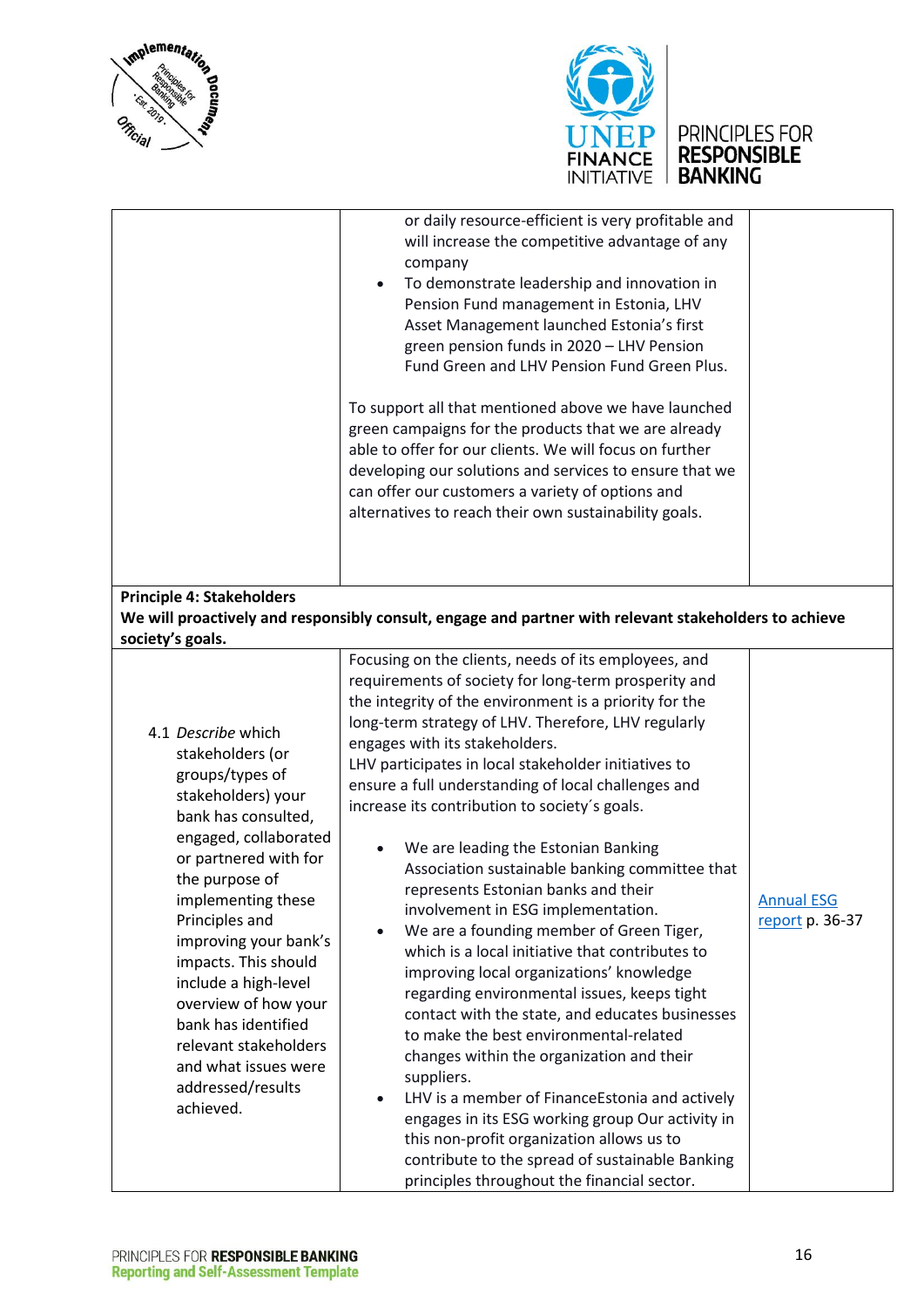| | | |
|---|---|---|
| | or daily resource-efficient is very profitable and will increase the competitive advantage of any company<br>• To demonstrate leadership and innovation in Pension Fund management in Estonia, LHV Asset Management launched Estonia's first green pension funds in 2020 – LHV Pension Fund Green and LHV Pension Fund Green Plus.<br><br>To support all that mentioned above we have launched green campaigns for the products that we are already able to offer for our clients. We will focus on further developing our solutions and services to ensure that we can offer our customers a variety of options and alternatives to reach their own sustainability goals. | |
| **Principle 4: Stakeholders**<br>**We will proactively and responsibly consult, engage and partner with relevant stakeholders to achieve society's goals.** | | |
| 4.1 *Describe* which stakeholders (or groups/types of stakeholders) your bank has consulted, engaged, collaborated or partnered with for the purpose of implementing these Principles and improving your bank's impacts. This should include a high-level overview of how your bank has identified relevant stakeholders and what issues were addressed/results achieved. | Focusing on the clients, needs of its employees, and requirements of society for long-term prosperity and the integrity of the environment is a priority for the long-term strategy of LHV. Therefore, LHV regularly engages with its stakeholders.<br>LHV participates in local stakeholder initiatives to ensure a full understanding of local challenges and increase its contribution to society´s goals.<br><br>• We are leading the Estonian Banking Association sustainable banking committee that represents Estonian banks and their involvement in ESG implementation.<br>• We are a founding member of Green Tiger, which is a local initiative that contributes to improving local organizations' knowledge regarding environmental issues, keeps tight contact with the state, and educates businesses to make the best environmental-related changes within the organization and their suppliers.<br>• LHV is a member of FinanceEstonia and actively engages in its ESG working group Our activity in this non-profit organization allows us to contribute to the spread of sustainable Banking principles throughout the financial sector. | Annual ESG report p. 36-37 |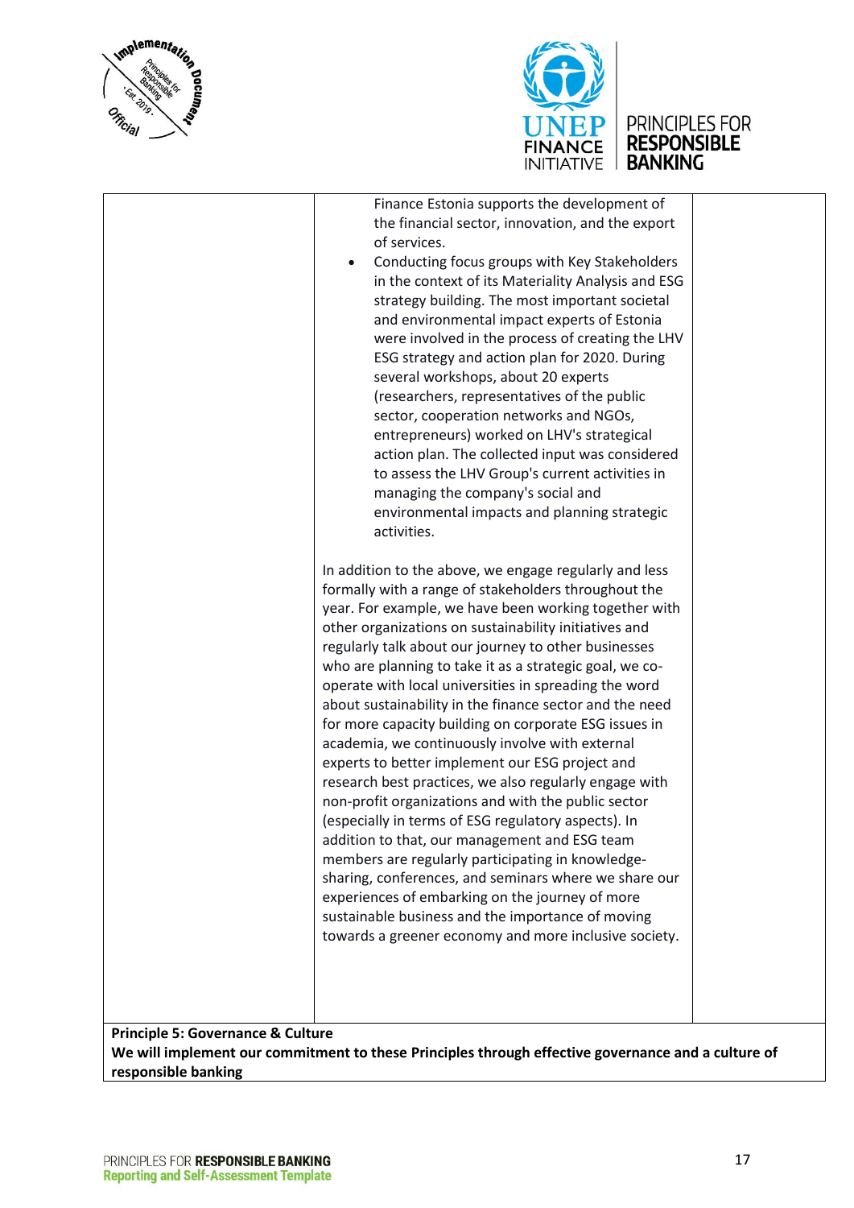| | | |
|---|---|---|
| | Finance Estonia supports the development of the financial sector, innovation, and the export of services.<br>• Conducting focus groups with Key Stakeholders in the context of its Materiality Analysis and ESG strategy building. The most important societal and environmental impact experts of Estonia were involved in the process of creating the LHV ESG strategy and action plan for 2020. During several workshops, about 20 experts (researchers, representatives of the public sector, cooperation networks and NGOs, entrepreneurs) worked on LHV's strategical action plan. The collected input was considered to assess the LHV Group's current activities in managing the company's social and environmental impacts and planning strategic activities.<br><br>In addition to the above, we engage regularly and less formally with a range of stakeholders throughout the year. For example, we have been working together with other organizations on sustainability initiatives and regularly talk about our journey to other businesses who are planning to take it as a strategic goal, we co-operate with local universities in spreading the word about sustainability in the finance sector and the need for more capacity building on corporate ESG issues in academia, we continuously involve with external experts to better implement our ESG project and research best practices, we also regularly engage with non-profit organizations and with the public sector (especially in terms of ESG regulatory aspects). In addition to that, our management and ESG team members are regularly participating in knowledge-sharing, conferences, and seminars where we share our experiences of embarking on the journey of more sustainable business and the importance of moving towards a greener economy and more inclusive society. | |
| **Principle 5: Governance & Culture**<br>**We will implement our commitment to these Principles through effective governance and a culture of responsible banking** | | |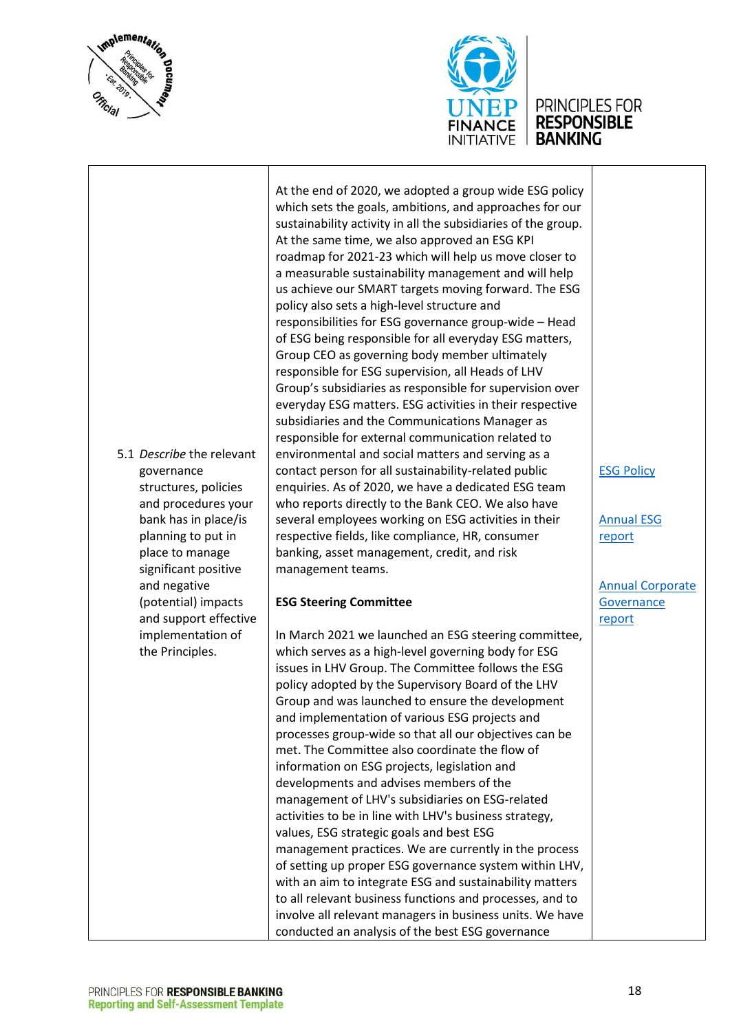| | | |
|---|---|---|
| 5.1 *Describe* the relevant governance structures, policies and procedures your bank has in place/is planning to put in place to manage significant positive and negative (potential) impacts and support effective implementation of the Principles. | At the end of 2020, we adopted a group wide ESG policy which sets the goals, ambitions, and approaches for our sustainability activity in all the subsidiaries of the group. At the same time, we also approved an ESG KPI roadmap for 2021-23 which will help us move closer to a measurable sustainability management and will help us achieve our SMART targets moving forward. The ESG policy also sets a high-level structure and responsibilities for ESG governance group-wide – Head of ESG being responsible for all everyday ESG matters, Group CEO as governing body member ultimately responsible for ESG supervision, all Heads of LHV Group's subsidiaries as responsible for supervision over everyday ESG matters. ESG activities in their respective subsidiaries and the Communications Manager as responsible for external communication related to environmental and social matters and serving as a contact person for all sustainability-related public enquiries. As of 2020, we have a dedicated ESG team who reports directly to the Bank CEO. We also have several employees working on ESG activities in their respective fields, like compliance, HR, consumer banking, asset management, credit, and risk management teams.<br><br>**ESG Steering Committee**<br><br>In March 2021 we launched an ESG steering committee, which serves as a high-level governing body for ESG issues in LHV Group. The Committee follows the ESG policy adopted by the Supervisory Board of the LHV Group and was launched to ensure the development and implementation of various ESG projects and processes group-wide so that all our objectives can be met. The Committee also coordinate the flow of information on ESG projects, legislation and developments and advises members of the management of LHV's subsidiaries on ESG-related activities to be in line with LHV's business strategy, values, ESG strategic goals and best ESG management practices. We are currently in the process of setting up proper ESG governance system within LHV, with an aim to integrate ESG and sustainability matters to all relevant business functions and processes, and to involve all relevant managers in business units. We have conducted an analysis of the best ESG governance | ESG Policy<br><br>Annual ESG report<br><br>Annual Corporate Governance report |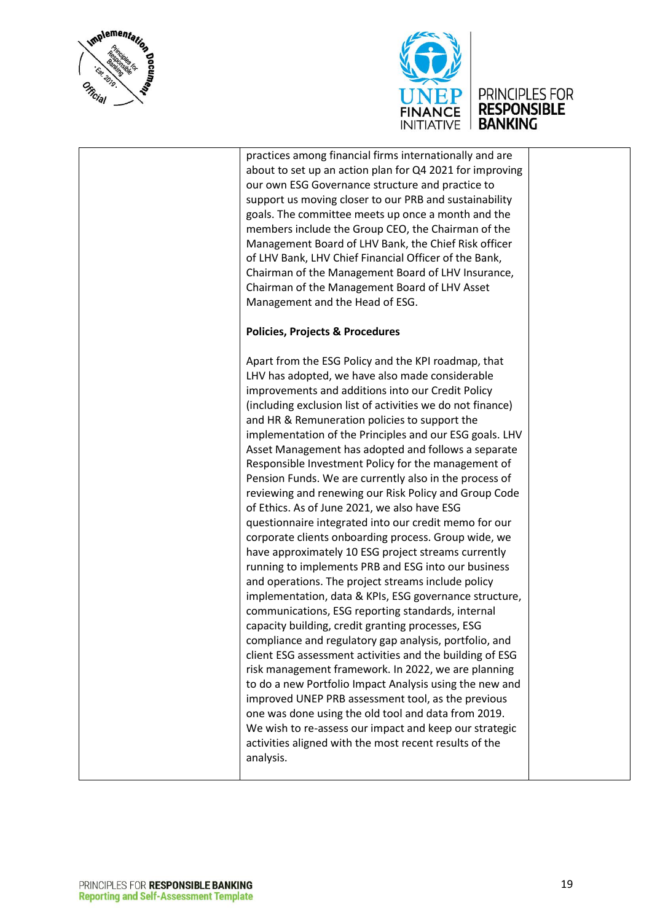| | | |
|---|---|---|
| | practices among financial firms internationally and are about to set up an action plan for Q4 2021 for improving our own ESG Governance structure and practice to support us moving closer to our PRB and sustainability goals. The committee meets up once a month and the members include the Group CEO, the Chairman of the Management Board of LHV Bank, the Chief Risk officer of LHV Bank, LHV Chief Financial Officer of the Bank, Chairman of the Management Board of LHV Insurance, Chairman of the Management Board of LHV Asset Management and the Head of ESG.<br><br>**Policies, Projects & Procedures**<br><br>Apart from the ESG Policy and the KPI roadmap, that LHV has adopted, we have also made considerable improvements and additions into our Credit Policy (including exclusion list of activities we do not finance) and HR & Remuneration policies to support the implementation of the Principles and our ESG goals. LHV Asset Management has adopted and follows a separate Responsible Investment Policy for the management of Pension Funds. We are currently also in the process of reviewing and renewing our Risk Policy and Group Code of Ethics. As of June 2021, we also have ESG questionnaire integrated into our credit memo for our corporate clients onboarding process. Group wide, we have approximately 10 ESG project streams currently running to implements PRB and ESG into our business and operations. The project streams include policy implementation, data & KPIs, ESG governance structure, communications, ESG reporting standards, internal capacity building, credit granting processes, ESG compliance and regulatory gap analysis, portfolio, and client ESG assessment activities and the building of ESG risk management framework. In 2022, we are planning to do a new Portfolio Impact Analysis using the new and improved UNEP PRB assessment tool, as the previous one was done using the old tool and data from 2019. We wish to re-assess our impact and keep our strategic activities aligned with the most recent results of the analysis. | |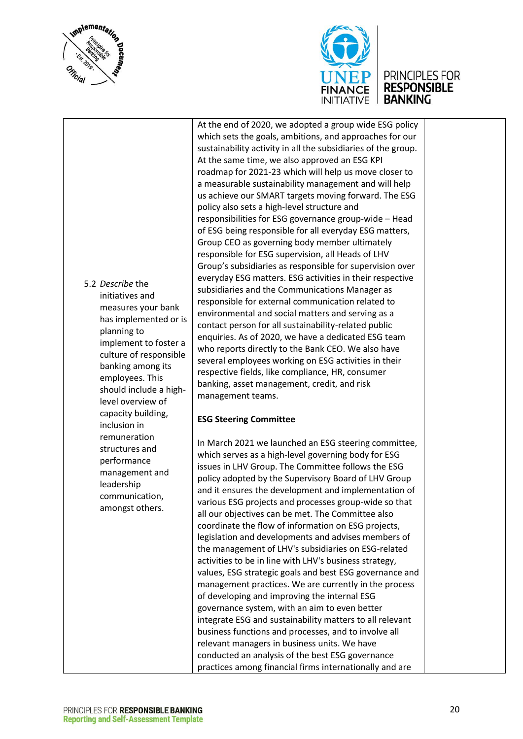| | | |
|---|---|---|
| 5.2 *Describe* the initiatives and measures your bank has implemented or is planning to implement to foster a culture of responsible banking among its employees. This should include a high-level overview of capacity building, inclusion in remuneration structures and performance management and leadership communication, amongst others. | At the end of 2020, we adopted a group wide ESG policy which sets the goals, ambitions, and approaches for our sustainability activity in all the subsidiaries of the group. At the same time, we also approved an ESG KPI roadmap for 2021-23 which will help us move closer to a measurable sustainability management and will help us achieve our SMART targets moving forward. The ESG policy also sets a high-level structure and responsibilities for ESG governance group-wide – Head of ESG being responsible for all everyday ESG matters, Group CEO as governing body member ultimately responsible for ESG supervision, all Heads of LHV Group's subsidiaries as responsible for supervision over everyday ESG matters. ESG activities in their respective subsidiaries and the Communications Manager as responsible for external communication related to environmental and social matters and serving as a contact person for all sustainability-related public enquiries. As of 2020, we have a dedicated ESG team who reports directly to the Bank CEO. We also have several employees working on ESG activities in their respective fields, like compliance, HR, consumer banking, asset management, credit, and risk management teams.<br><br>**ESG Steering Committee**<br><br>In March 2021 we launched an ESG steering committee, which serves as a high-level governing body for ESG issues in LHV Group. The Committee follows the ESG policy adopted by the Supervisory Board of LHV Group and it ensures the development and implementation of various ESG projects and processes group-wide so that all our objectives can be met. The Committee also coordinate the flow of information on ESG projects, legislation and developments and advises members of the management of LHV's subsidiaries on ESG-related activities to be in line with LHV's business strategy, values, ESG strategic goals and best ESG governance and management practices. We are currently in the process of developing and improving the internal ESG governance system, with an aim to even better integrate ESG and sustainability matters to all relevant business functions and processes, and to involve all relevant managers in business units. We have conducted an analysis of the best ESG governance practices among financial firms internationally and are | |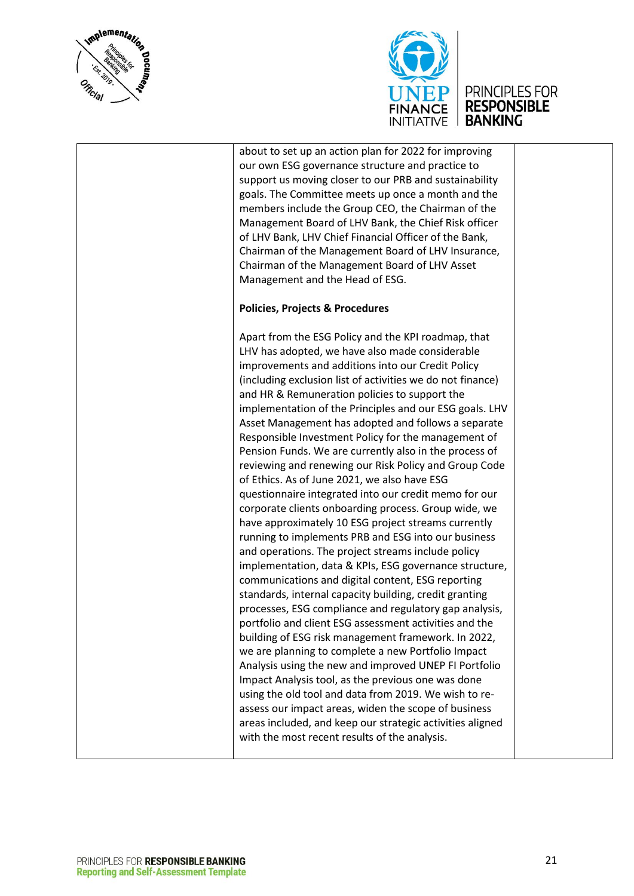| | | |
|---|---|---|
| | about to set up an action plan for 2022 for improving our own ESG governance structure and practice to support us moving closer to our PRB and sustainability goals. The Committee meets up once a month and the members include the Group CEO, the Chairman of the Management Board of LHV Bank, the Chief Risk officer of LHV Bank, LHV Chief Financial Officer of the Bank, Chairman of the Management Board of LHV Insurance, Chairman of the Management Board of LHV Asset Management and the Head of ESG.<br><br>**Policies, Projects & Procedures**<br><br>Apart from the ESG Policy and the KPI roadmap, that LHV has adopted, we have also made considerable improvements and additions into our Credit Policy (including exclusion list of activities we do not finance) and HR & Remuneration policies to support the implementation of the Principles and our ESG goals. LHV Asset Management has adopted and follows a separate Responsible Investment Policy for the management of Pension Funds. We are currently also in the process of reviewing and renewing our Risk Policy and Group Code of Ethics. As of June 2021, we also have ESG questionnaire integrated into our credit memo for our corporate clients onboarding process. Group wide, we have approximately 10 ESG project streams currently running to implements PRB and ESG into our business and operations. The project streams include policy implementation, data & KPIs, ESG governance structure, communications and digital content, ESG reporting standards, internal capacity building, credit granting processes, ESG compliance and regulatory gap analysis, portfolio and client ESG assessment activities and the building of ESG risk management framework. In 2022, we are planning to complete a new Portfolio Impact Analysis using the new and improved UNEP FI Portfolio Impact Analysis tool, as the previous one was done using the old tool and data from 2019. We wish to re-assess our impact areas, widen the scope of business areas included, and keep our strategic activities aligned with the most recent results of the analysis. | |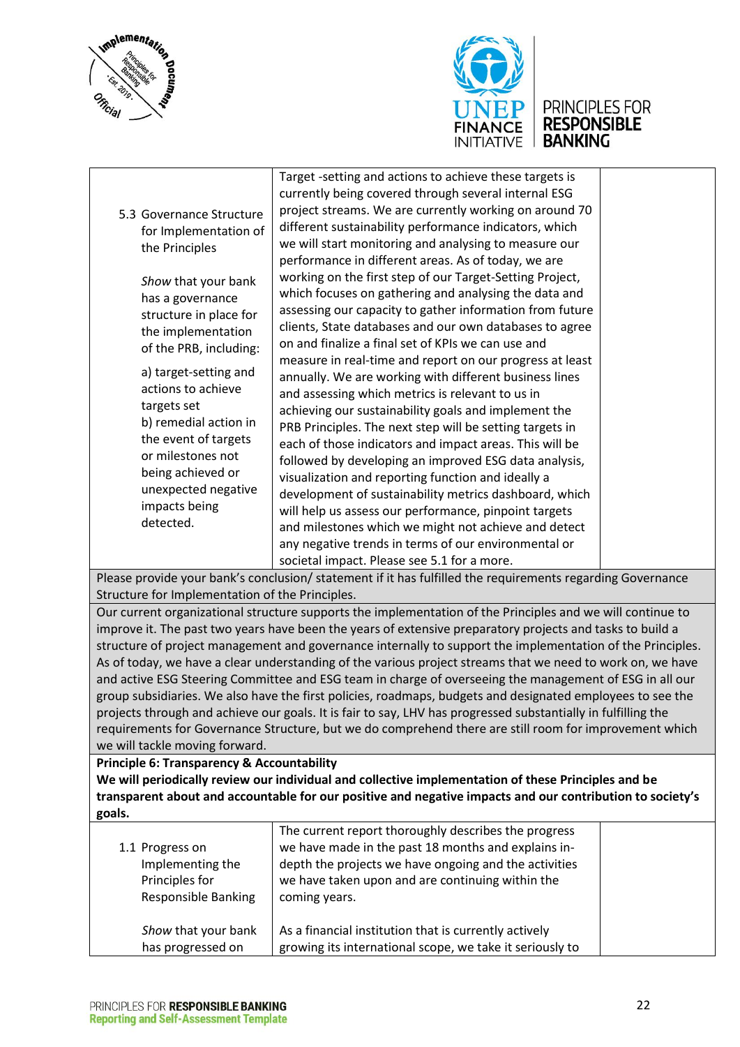| 5.3 Governance Structure for Implementation of the Principles<br><br>*Show* that your bank has a governance structure in place for the implementation of the PRB, including:<br><br>a) target-setting and actions to achieve targets set<br>b) remedial action in the event of targets or milestones not being achieved or unexpected negative impacts being detected. | Target -setting and actions to achieve these targets is currently being covered through several internal ESG project streams. We are currently working on around 70 different sustainability performance indicators, which we will start monitoring and analysing to measure our performance in different areas. As of today, we are working on the first step of our Target-Setting Project, which focuses on gathering and analysing the data and assessing our capacity to gather information from future clients, State databases and our own databases to agree on and finalize a final set of KPIs we can use and measure in real-time and report on our progress at least annually. We are working with different business lines and assessing which metrics is relevant to us in achieving our sustainability goals and implement the PRB Principles. The next step will be setting targets in each of those indicators and impact areas. This will be followed by developing an improved ESG data analysis, visualization and reporting function and ideally a development of sustainability metrics dashboard, which will help us assess our performance, pinpoint targets and milestones which we might not achieve and detect any negative trends in terms of our environmental or societal impact. Please see 5.1 for a more. | |
|---|---|---|
| Please provide your bank's conclusion/ statement if it has fulfilled the requirements regarding Governance Structure for Implementation of the Principles. | | |
| Our current organizational structure supports the implementation of the Principles and we will continue to improve it. The past two years have been the years of extensive preparatory projects and tasks to build a structure of project management and governance internally to support the implementation of the Principles. As of today, we have a clear understanding of the various project streams that we need to work on, we have and active ESG Steering Committee and ESG team in charge of overseeing the management of ESG in all our group subsidiaries. We also have the first policies, roadmaps, budgets and designated employees to see the projects through and achieve our goals. It is fair to say, LHV has progressed substantially in fulfilling the requirements for Governance Structure, but we do comprehend there are still room for improvement which we will tackle moving forward. | | |
| **Principle 6: Transparency & Accountability**<br>**We will periodically review our individual and collective implementation of these Principles and be transparent about and accountable for our positive and negative impacts and our contribution to society's goals.** | | |
| 1.1 Progress on Implementing the Principles for Responsible Banking<br><br>*Show* that your bank has progressed on | The current report thoroughly describes the progress we have made in the past 18 months and explains in-depth the projects we have ongoing and the activities we have taken upon and are continuing within the coming years.<br><br>As a financial institution that is currently actively growing its international scope, we take it seriously to | |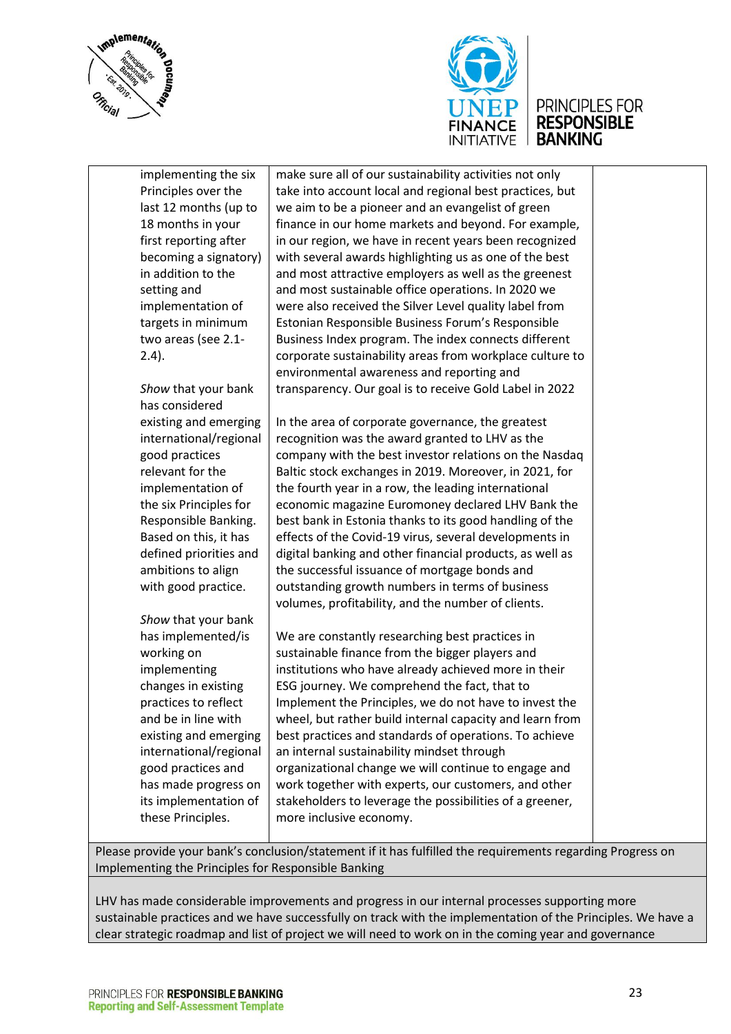| implementing the six Principles over the last 12 months (up to 18 months in your first reporting after becoming a signatory) in addition to the setting and implementation of targets in minimum two areas (see 2.1-2.4).<br><br>*Show* that your bank has considered existing and emerging international/regional good practices relevant for the implementation of the six Principles for Responsible Banking. Based on this, it has defined priorities and ambitions to align with good practice.<br><br>*Show* that your bank has implemented/is working on implementing changes in existing practices to reflect and be in line with existing and emerging international/regional good practices and has made progress on its implementation of these Principles. | make sure all of our sustainability activities not only take into account local and regional best practices, but we aim to be a pioneer and an evangelist of green finance in our home markets and beyond. For example, in our region, we have in recent years been recognized with several awards highlighting us as one of the best and most attractive employers as well as the greenest and most sustainable office operations. In 2020 we were also received the Silver Level quality label from Estonian Responsible Business Forum's Responsible Business Index program. The index connects different corporate sustainability areas from workplace culture to environmental awareness and reporting and transparency. Our goal is to receive Gold Label in 2022<br><br>In the area of corporate governance, the greatest recognition was the award granted to LHV as the company with the best investor relations on the Nasdaq Baltic stock exchanges in 2019. Moreover, in 2021, for the fourth year in a row, the leading international economic magazine Euromoney declared LHV Bank the best bank in Estonia thanks to its good handling of the effects of the Covid-19 virus, several developments in digital banking and other financial products, as well as the successful issuance of mortgage bonds and outstanding growth numbers in terms of business volumes, profitability, and the number of clients.<br><br>We are constantly researching best practices in sustainable finance from the bigger players and institutions who have already achieved more in their ESG journey. We comprehend the fact, that to Implement the Principles, we do not have to invest the wheel, but rather build internal capacity and learn from best practices and standards of operations. To achieve an internal sustainability mindset through organizational change we will continue to engage and work together with experts, our customers, and other stakeholders to leverage the possibilities of a greener, more inclusive economy. | |

Please provide your bank's conclusion/statement if it has fulfilled the requirements regarding Progress on Implementing the Principles for Responsible Banking

LHV has made considerable improvements and progress in our internal processes supporting more sustainable practices and we have successfully on track with the implementation of the Principles. We have a clear strategic roadmap and list of project we will need to work on in the coming year and governance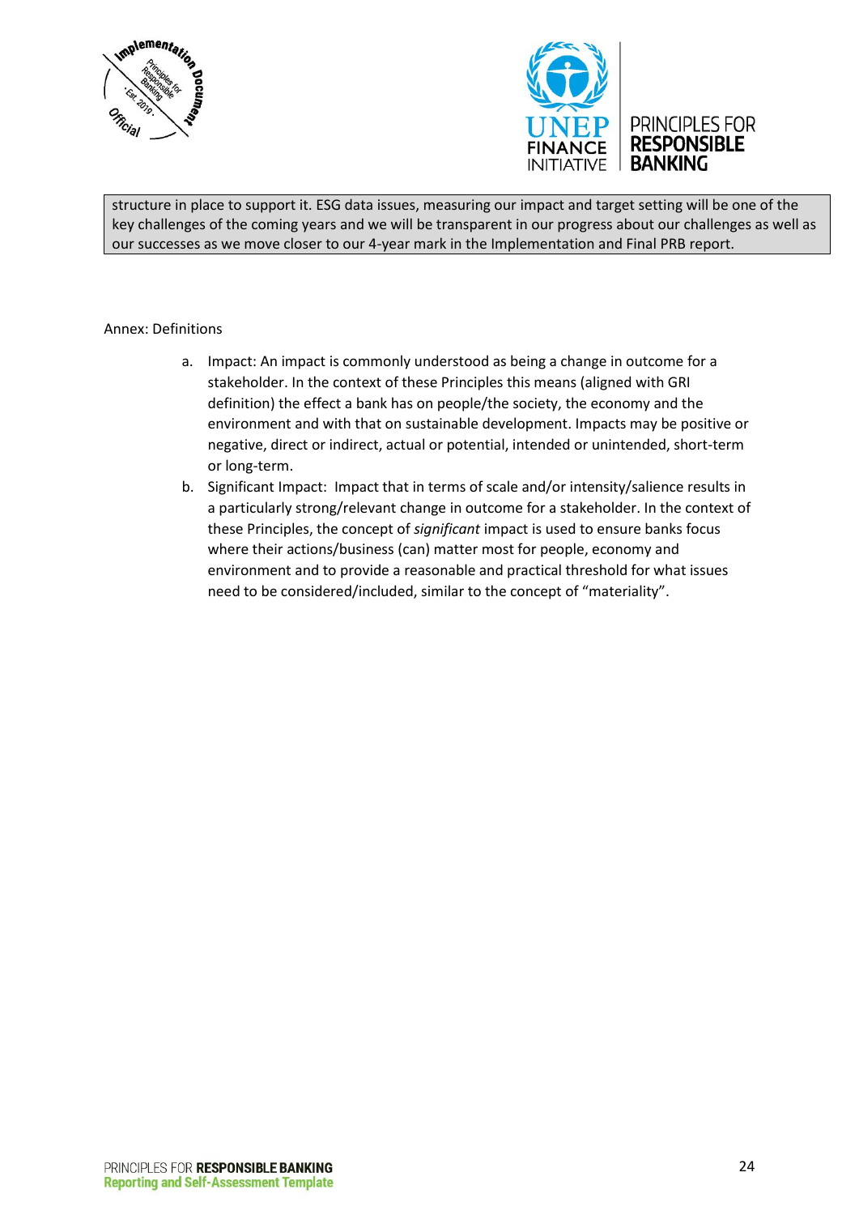structure in place to support it. ESG data issues, measuring our impact and target setting will be one of the key challenges of the coming years and we will be transparent in our progress about our challenges as well as our successes as we move closer to our 4-year mark in the Implementation and Final PRB report.

Annex: Definitions

a. Impact: An impact is commonly understood as being a change in outcome for a stakeholder. In the context of these Principles this means (aligned with GRI definition) the effect a bank has on people/the society, the economy and the environment and with that on sustainable development. Impacts may be positive or negative, direct or indirect, actual or potential, intended or unintended, short-term or long-term.
b. Significant Impact: Impact that in terms of scale and/or intensity/salience results in a particularly strong/relevant change in outcome for a stakeholder. In the context of these Principles, the concept of *significant* impact is used to ensure banks focus where their actions/business (can) matter most for people, economy and environment and to provide a reasonable and practical threshold for what issues need to be considered/included, similar to the concept of "materiality".